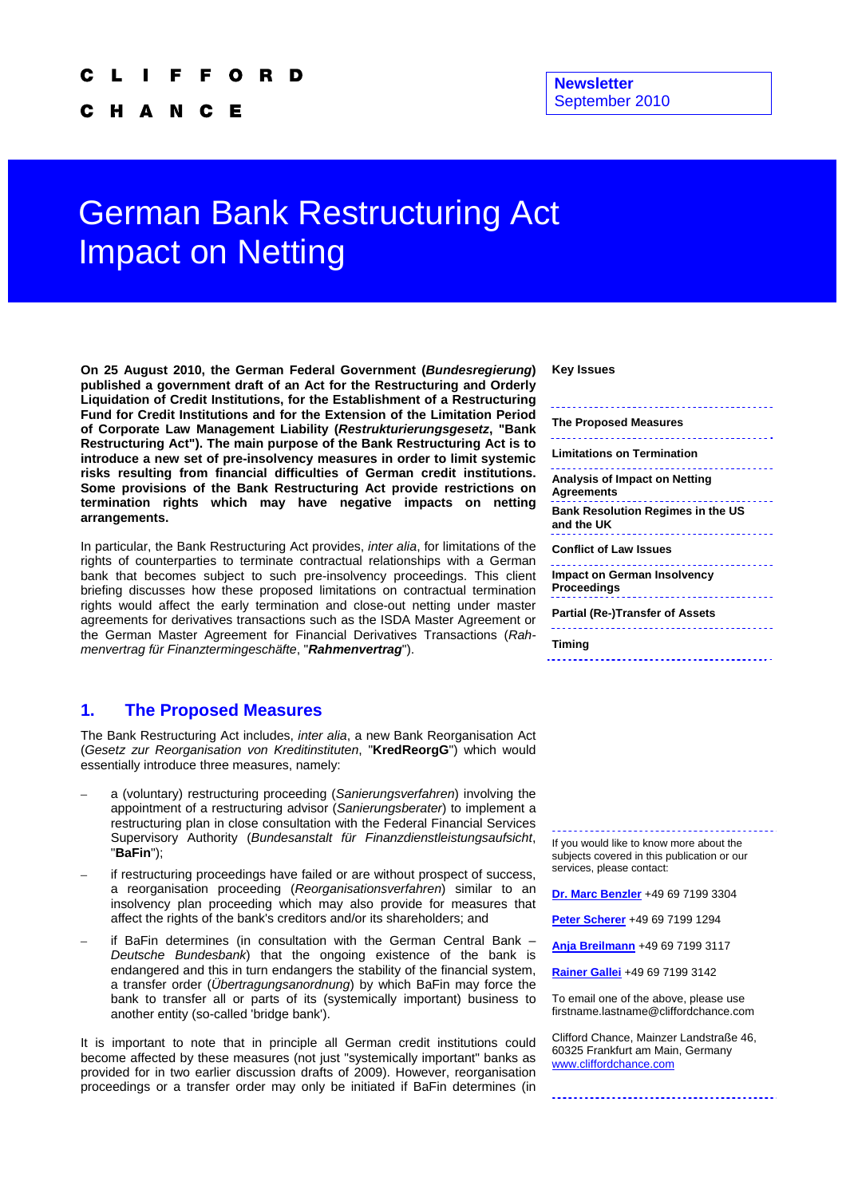CLIFFORD

CHANCE

Newsletter
September 2010

# German Bank Restructuring Act Impact on Netting

**On 25 August 2010, the German Federal Government (*Bundesregierung*) published a government draft of an Act for the Restructuring and Orderly Liquidation of Credit Institutions, for the Establishment of a Restructuring Fund for Credit Institutions and for the Extension of the Limitation Period of Corporate Law Management Liability (*Restrukturierungsgesetz*, "Bank Restructuring Act"). The main purpose of the Bank Restructuring Act is to introduce a new set of pre-insolvency measures in order to limit systemic risks resulting from financial difficulties of German credit institutions. Some provisions of the Bank Restructuring Act provide restrictions on termination rights which may have negative impacts on netting arrangements.**

In particular, the Bank Restructuring Act provides, *inter alia*, for limitations of the rights of counterparties to terminate contractual relationships with a German bank that becomes subject to such pre-insolvency proceedings. This client briefing discusses how these proposed limitations on contractual termination rights would affect the early termination and close-out netting under master agreements for derivatives transactions such as the ISDA Master Agreement or the German Master Agreement for Financial Derivatives Transactions (*Rahmenvertrag für Finanztermingeschäfte*, "***Rahmenvertrag***").

**Key Issues**

- **The Proposed Measures**
- **Limitations on Termination**
- **Analysis of Impact on Netting Agreements**
- **Bank Resolution Regimes in the US and the UK**
- **Conflict of Law Issues**
- **Impact on German Insolvency Proceedings**
- **Partial (Re-)Transfer of Assets**
- **Timing**

If you would like to know more about the subjects covered in this publication or our services, please contact:

Dr. Marc Benzler +49 69 7199 3304

Peter Scherer +49 69 7199 1294

Anja Breilmann +49 69 7199 3117

Rainer Gallei +49 69 7199 3142

To email one of the above, please use firstname.lastname@cliffordchance.com

Clifford Chance, Mainzer Landstraße 46, 60325 Frankfurt am Main, Germany
www.cliffordchance.com

## 1. The Proposed Measures

The Bank Restructuring Act includes, *inter alia*, a new Bank Reorganisation Act (*Gesetz zur Reorganisation von Kreditinstituten*, "**KredReorgG**") which would essentially introduce three measures, namely:

- a (voluntary) restructuring proceeding (*Sanierungsverfahren*) involving the appointment of a restructuring advisor (*Sanierungsberater*) to implement a restructuring plan in close consultation with the Federal Financial Services Supervisory Authority (*Bundesanstalt für Finanzdienstleistungsaufsicht*, "**BaFin**");
- if restructuring proceedings have failed or are without prospect of success, a reorganisation proceeding (*Reorganisationsverfahren*) similar to an insolvency plan proceeding which may also provide for measures that affect the rights of the bank's creditors and/or its shareholders; and
- if BaFin determines (in consultation with the German Central Bank – *Deutsche Bundesbank*) that the ongoing existence of the bank is endangered and this in turn endangers the stability of the financial system, a transfer order (*Übertragungsanordnung*) by which BaFin may force the bank to transfer all or parts of its (systemically important) business to another entity (so-called 'bridge bank').

It is important to note that in principle all German credit institutions could become affected by these measures (not just "systemically important" banks as provided for in two earlier discussion drafts of 2009). However, reorganisation proceedings or a transfer order may only be initiated if BaFin determines (in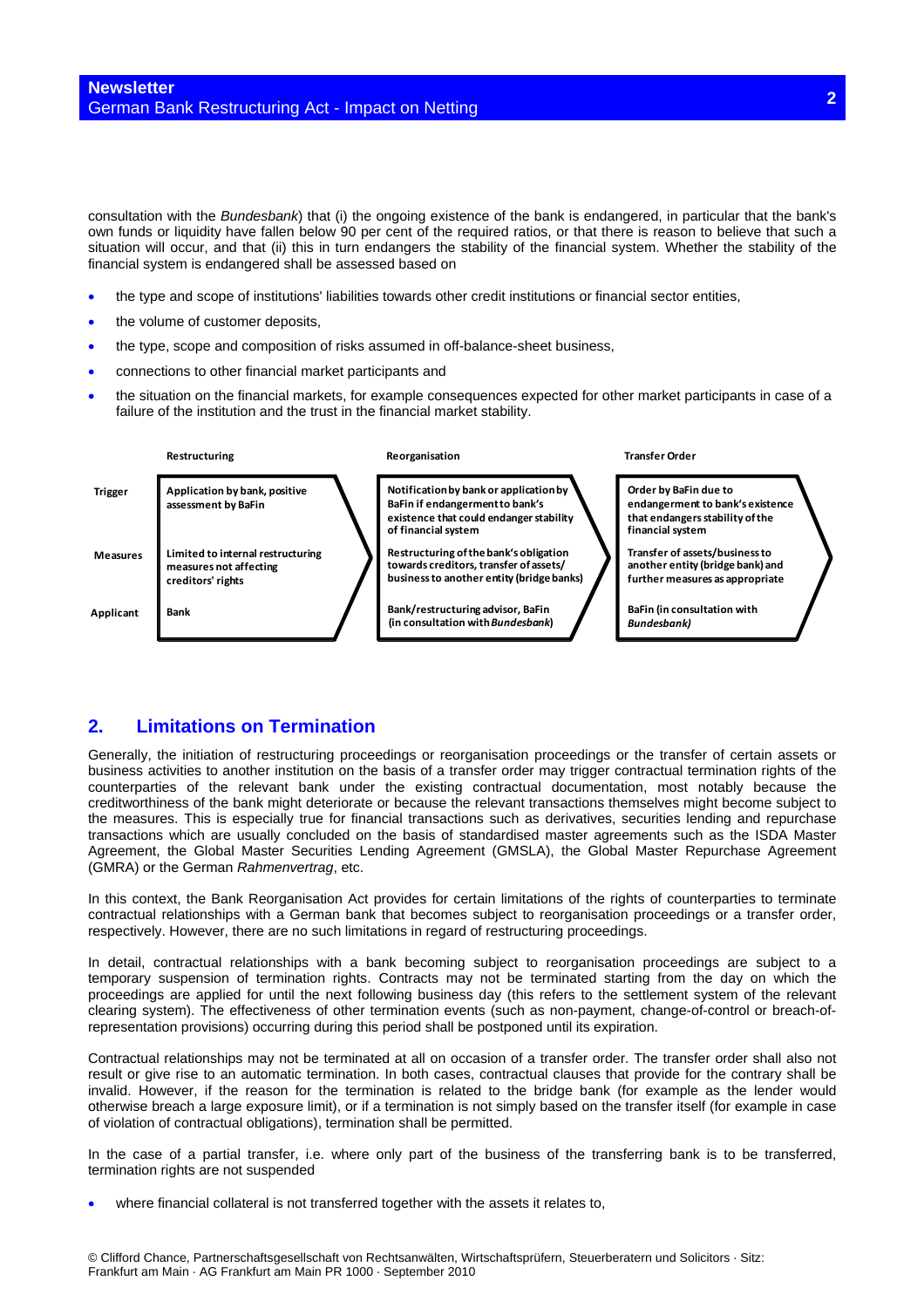consultation with the *Bundesbank*) that (i) the ongoing existence of the bank is endangered, in particular that the bank's own funds or liquidity have fallen below 90 per cent of the required ratios, or that there is reason to believe that such a situation will occur, and that (ii) this in turn endangers the stability of the financial system. Whether the stability of the financial system is endangered shall be assessed based on

- the type and scope of institutions' liabilities towards other credit institutions or financial sector entities,
- the volume of customer deposits,
- the type, scope and composition of risks assumed in off-balance-sheet business,
- connections to other financial market participants and
- the situation on the financial markets, for example consequences expected for other market participants in case of a failure of the institution and the trust in the financial market stability.

| | Restructuring | Reorganisation | Transfer Order |
|---|---|---|---|
| **Trigger** | Application by bank, positive assessment by BaFin | Notification by bank or application by BaFin if endangerment to bank's existence that could endanger stability of financial system | Order by BaFin due to endangerment to bank's existence that endangers stability of the financial system |
| **Measures** | Limited to internal restructuring measures not affecting creditors' rights | Restructuring of the bank's obligation towards creditors, transfer of assets/ business to another entity (bridge banks) | Transfer of assets/business to another entity (bridge bank) and further measures as appropriate |
| **Applicant** | Bank | Bank/restructuring advisor, BaFin (in consultation with *Bundesbank*) | BaFin (in consultation with *Bundesbank*) |

## 2. Limitations on Termination

Generally, the initiation of restructuring proceedings or reorganisation proceedings or the transfer of certain assets or business activities to another institution on the basis of a transfer order may trigger contractual termination rights of the counterparties of the relevant bank under the existing contractual documentation, most notably because the creditworthiness of the bank might deteriorate or because the relevant transactions themselves might become subject to the measures. This is especially true for financial transactions such as derivatives, securities lending and repurchase transactions which are usually concluded on the basis of standardised master agreements such as the ISDA Master Agreement, the Global Master Securities Lending Agreement (GMSLA), the Global Master Repurchase Agreement (GMRA) or the German *Rahmenvertrag*, etc.

In this context, the Bank Reorganisation Act provides for certain limitations of the rights of counterparties to terminate contractual relationships with a German bank that becomes subject to reorganisation proceedings or a transfer order, respectively. However, there are no such limitations in regard of restructuring proceedings.

In detail, contractual relationships with a bank becoming subject to reorganisation proceedings are subject to a temporary suspension of termination rights. Contracts may not be terminated starting from the day on which the proceedings are applied for until the next following business day (this refers to the settlement system of the relevant clearing system). The effectiveness of other termination events (such as non-payment, change-of-control or breach-of-representation provisions) occurring during this period shall be postponed until its expiration.

Contractual relationships may not be terminated at all on occasion of a transfer order. The transfer order shall also not result or give rise to an automatic termination. In both cases, contractual clauses that provide for the contrary shall be invalid. However, if the reason for the termination is related to the bridge bank (for example as the lender would otherwise breach a large exposure limit), or if a termination is not simply based on the transfer itself (for example in case of violation of contractual obligations), termination shall be permitted.

In the case of a partial transfer, i.e. where only part of the business of the transferring bank is to be transferred, termination rights are not suspended

- where financial collateral is not transferred together with the assets it relates to,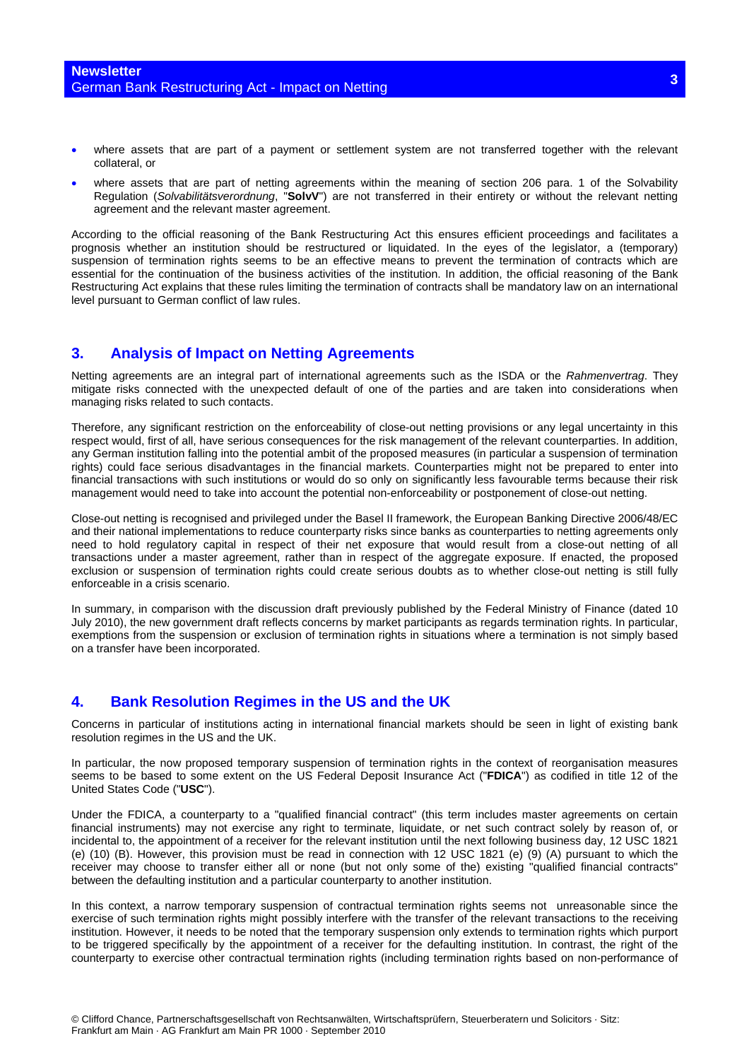- where assets that are part of a payment or settlement system are not transferred together with the relevant collateral, or
- where assets that are part of netting agreements within the meaning of section 206 para. 1 of the Solvability Regulation (*Solvabilitätsverordnung*, "**SolvV**") are not transferred in their entirety or without the relevant netting agreement and the relevant master agreement.

According to the official reasoning of the Bank Restructuring Act this ensures efficient proceedings and facilitates a prognosis whether an institution should be restructured or liquidated. In the eyes of the legislator, a (temporary) suspension of termination rights seems to be an effective means to prevent the termination of contracts which are essential for the continuation of the business activities of the institution. In addition, the official reasoning of the Bank Restructuring Act explains that these rules limiting the termination of contracts shall be mandatory law on an international level pursuant to German conflict of law rules.

## 3. Analysis of Impact on Netting Agreements

Netting agreements are an integral part of international agreements such as the ISDA or the *Rahmenvertrag*. They mitigate risks connected with the unexpected default of one of the parties and are taken into considerations when managing risks related to such contacts.

Therefore, any significant restriction on the enforceability of close-out netting provisions or any legal uncertainty in this respect would, first of all, have serious consequences for the risk management of the relevant counterparties. In addition, any German institution falling into the potential ambit of the proposed measures (in particular a suspension of termination rights) could face serious disadvantages in the financial markets. Counterparties might not be prepared to enter into financial transactions with such institutions or would do so only on significantly less favourable terms because their risk management would need to take into account the potential non-enforceability or postponement of close-out netting.

Close-out netting is recognised and privileged under the Basel II framework, the European Banking Directive 2006/48/EC and their national implementations to reduce counterparty risks since banks as counterparties to netting agreements only need to hold regulatory capital in respect of their net exposure that would result from a close-out netting of all transactions under a master agreement, rather than in respect of the aggregate exposure. If enacted, the proposed exclusion or suspension of termination rights could create serious doubts as to whether close-out netting is still fully enforceable in a crisis scenario.

In summary, in comparison with the discussion draft previously published by the Federal Ministry of Finance (dated 10 July 2010), the new government draft reflects concerns by market participants as regards termination rights. In particular, exemptions from the suspension or exclusion of termination rights in situations where a termination is not simply based on a transfer have been incorporated.

## 4. Bank Resolution Regimes in the US and the UK

Concerns in particular of institutions acting in international financial markets should be seen in light of existing bank resolution regimes in the US and the UK.

In particular, the now proposed temporary suspension of termination rights in the context of reorganisation measures seems to be based to some extent on the US Federal Deposit Insurance Act ("**FDICA**") as codified in title 12 of the United States Code ("**USC**").

Under the FDICA, a counterparty to a "qualified financial contract" (this term includes master agreements on certain financial instruments) may not exercise any right to terminate, liquidate, or net such contract solely by reason of, or incidental to, the appointment of a receiver for the relevant institution until the next following business day, 12 USC 1821 (e) (10) (B). However, this provision must be read in connection with 12 USC 1821 (e) (9) (A) pursuant to which the receiver may choose to transfer either all or none (but not only some of the) existing "qualified financial contracts" between the defaulting institution and a particular counterparty to another institution.

In this context, a narrow temporary suspension of contractual termination rights seems not unreasonable since the exercise of such termination rights might possibly interfere with the transfer of the relevant transactions to the receiving institution. However, it needs to be noted that the temporary suspension only extends to termination rights which purport to be triggered specifically by the appointment of a receiver for the defaulting institution. In contrast, the right of the counterparty to exercise other contractual termination rights (including termination rights based on non-performance of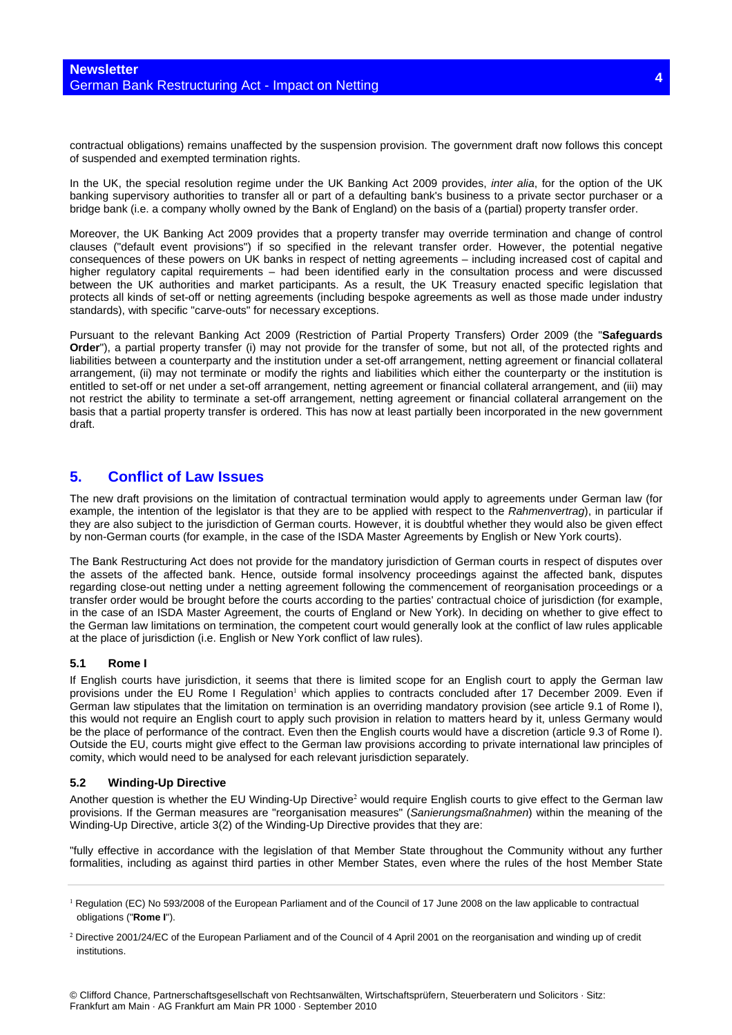contractual obligations) remains unaffected by the suspension provision. The government draft now follows this concept of suspended and exempted termination rights.

In the UK, the special resolution regime under the UK Banking Act 2009 provides, *inter alia*, for the option of the UK banking supervisory authorities to transfer all or part of a defaulting bank's business to a private sector purchaser or a bridge bank (i.e. a company wholly owned by the Bank of England) on the basis of a (partial) property transfer order.

Moreover, the UK Banking Act 2009 provides that a property transfer may override termination and change of control clauses ("default event provisions") if so specified in the relevant transfer order. However, the potential negative consequences of these powers on UK banks in respect of netting agreements – including increased cost of capital and higher regulatory capital requirements – had been identified early in the consultation process and were discussed between the UK authorities and market participants. As a result, the UK Treasury enacted specific legislation that protects all kinds of set-off or netting agreements (including bespoke agreements as well as those made under industry standards), with specific "carve-outs" for necessary exceptions.

Pursuant to the relevant Banking Act 2009 (Restriction of Partial Property Transfers) Order 2009 (the "**Safeguards Order**"), a partial property transfer (i) may not provide for the transfer of some, but not all, of the protected rights and liabilities between a counterparty and the institution under a set-off arrangement, netting agreement or financial collateral arrangement, (ii) may not terminate or modify the rights and liabilities which either the counterparty or the institution is entitled to set-off or net under a set-off arrangement, netting agreement or financial collateral arrangement, and (iii) may not restrict the ability to terminate a set-off arrangement, netting agreement or financial collateral arrangement on the basis that a partial property transfer is ordered. This has now at least partially been incorporated in the new government draft.

## 5. Conflict of Law Issues

The new draft provisions on the limitation of contractual termination would apply to agreements under German law (for example, the intention of the legislator is that they are to be applied with respect to the *Rahmenvertrag*), in particular if they are also subject to the jurisdiction of German courts. However, it is doubtful whether they would also be given effect by non-German courts (for example, in the case of the ISDA Master Agreements by English or New York courts).

The Bank Restructuring Act does not provide for the mandatory jurisdiction of German courts in respect of disputes over the assets of the affected bank. Hence, outside formal insolvency proceedings against the affected bank, disputes regarding close-out netting under a netting agreement following the commencement of reorganisation proceedings or a transfer order would be brought before the courts according to the parties' contractual choice of jurisdiction (for example, in the case of an ISDA Master Agreement, the courts of England or New York). In deciding on whether to give effect to the German law limitations on termination, the competent court would generally look at the conflict of law rules applicable at the place of jurisdiction (i.e. English or New York conflict of law rules).

### 5.1 Rome I

If English courts have jurisdiction, it seems that there is limited scope for an English court to apply the German law provisions under the EU Rome I Regulation[1] which applies to contracts concluded after 17 December 2009. Even if German law stipulates that the limitation on termination is an overriding mandatory provision (see article 9.1 of Rome I), this would not require an English court to apply such provision in relation to matters heard by it, unless Germany would be the place of performance of the contract. Even then the English courts would have a discretion (article 9.3 of Rome I). Outside the EU, courts might give effect to the German law provisions according to private international law principles of comity, which would need to be analysed for each relevant jurisdiction separately.

### 5.2 Winding-Up Directive

Another question is whether the EU Winding-Up Directive[2] would require English courts to give effect to the German law provisions. If the German measures are "reorganisation measures" (*Sanierungsmaßnahmen*) within the meaning of the Winding-Up Directive, article 3(2) of the Winding-Up Directive provides that they are:

"fully effective in accordance with the legislation of that Member State throughout the Community without any further formalities, including as against third parties in other Member States, even where the rules of the host Member State

---

[1] Regulation (EC) No 593/2008 of the European Parliament and of the Council of 17 June 2008 on the law applicable to contractual obligations ("**Rome I**").

[2] Directive 2001/24/EC of the European Parliament and of the Council of 4 April 2001 on the reorganisation and winding up of credit institutions.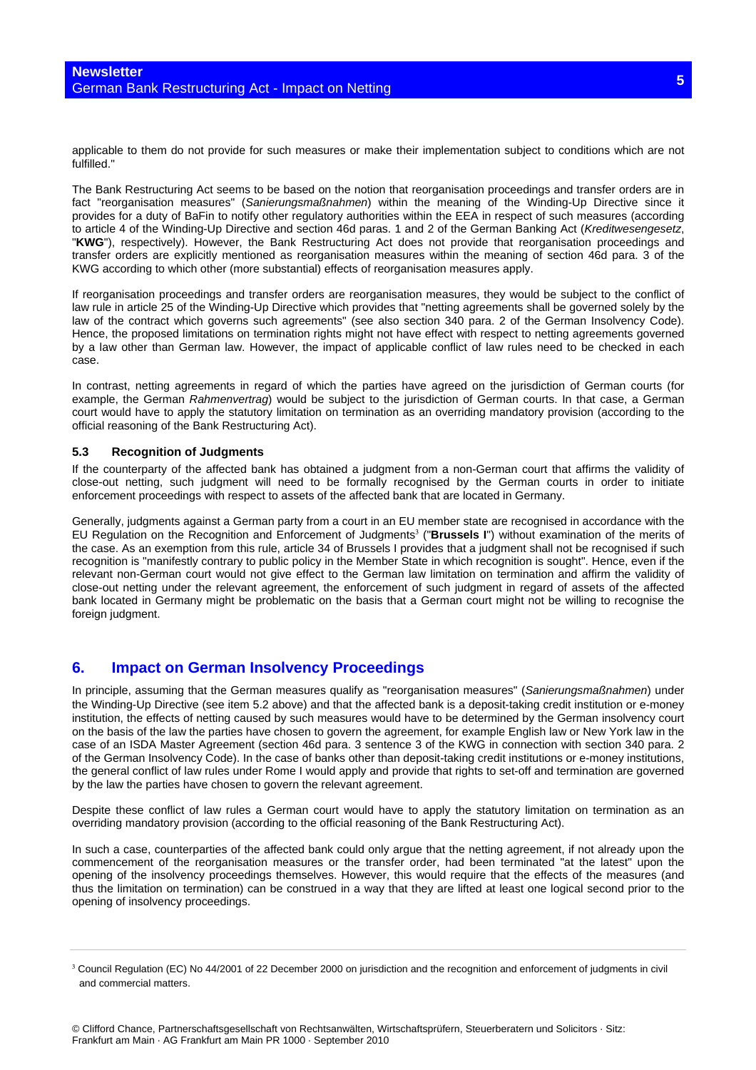applicable to them do not provide for such measures or make their implementation subject to conditions which are not fulfilled."

The Bank Restructuring Act seems to be based on the notion that reorganisation proceedings and transfer orders are in fact "reorganisation measures" (*Sanierungsmaßnahmen*) within the meaning of the Winding-Up Directive since it provides for a duty of BaFin to notify other regulatory authorities within the EEA in respect of such measures (according to article 4 of the Winding-Up Directive and section 46d paras. 1 and 2 of the German Banking Act (*Kreditwesengesetz*, "**KWG**"), respectively). However, the Bank Restructuring Act does not provide that reorganisation proceedings and transfer orders are explicitly mentioned as reorganisation measures within the meaning of section 46d para. 3 of the KWG according to which other (more substantial) effects of reorganisation measures apply.

If reorganisation proceedings and transfer orders are reorganisation measures, they would be subject to the conflict of law rule in article 25 of the Winding-Up Directive which provides that "netting agreements shall be governed solely by the law of the contract which governs such agreements" (see also section 340 para. 2 of the German Insolvency Code). Hence, the proposed limitations on termination rights might not have effect with respect to netting agreements governed by a law other than German law. However, the impact of applicable conflict of law rules need to be checked in each case.

In contrast, netting agreements in regard of which the parties have agreed on the jurisdiction of German courts (for example, the German *Rahmenvertrag*) would be subject to the jurisdiction of German courts. In that case, a German court would have to apply the statutory limitation on termination as an overriding mandatory provision (according to the official reasoning of the Bank Restructuring Act).

### 5.3 Recognition of Judgments

If the counterparty of the affected bank has obtained a judgment from a non-German court that affirms the validity of close-out netting, such judgment will need to be formally recognised by the German courts in order to initiate enforcement proceedings with respect to assets of the affected bank that are located in Germany.

Generally, judgments against a German party from a court in an EU member state are recognised in accordance with the EU Regulation on the Recognition and Enforcement of Judgments[3] ("**Brussels I**") without examination of the merits of the case. As an exemption from this rule, article 34 of Brussels I provides that a judgment shall not be recognised if such recognition is "manifestly contrary to public policy in the Member State in which recognition is sought". Hence, even if the relevant non-German court would not give effect to the German law limitation on termination and affirm the validity of close-out netting under the relevant agreement, the enforcement of such judgment in regard of assets of the affected bank located in Germany might be problematic on the basis that a German court might not be willing to recognise the foreign judgment.

## 6. Impact on German Insolvency Proceedings

In principle, assuming that the German measures qualify as "reorganisation measures" (*Sanierungsmaßnahmen*) under the Winding-Up Directive (see item 5.2 above) and that the affected bank is a deposit-taking credit institution or e-money institution, the effects of netting caused by such measures would have to be determined by the German insolvency court on the basis of the law the parties have chosen to govern the agreement, for example English law or New York law in the case of an ISDA Master Agreement (section 46d para. 3 sentence 3 of the KWG in connection with section 340 para. 2 of the German Insolvency Code). In the case of banks other than deposit-taking credit institutions or e-money institutions, the general conflict of law rules under Rome I would apply and provide that rights to set-off and termination are governed by the law the parties have chosen to govern the relevant agreement.

Despite these conflict of law rules a German court would have to apply the statutory limitation on termination as an overriding mandatory provision (according to the official reasoning of the Bank Restructuring Act).

In such a case, counterparties of the affected bank could only argue that the netting agreement, if not already upon the commencement of the reorganisation measures or the transfer order, had been terminated "at the latest" upon the opening of the insolvency proceedings themselves. However, this would require that the effects of the measures (and thus the limitation on termination) can be construed in a way that they are lifted at least one logical second prior to the opening of insolvency proceedings.

[3] Council Regulation (EC) No 44/2001 of 22 December 2000 on jurisdiction and the recognition and enforcement of judgments in civil and commercial matters.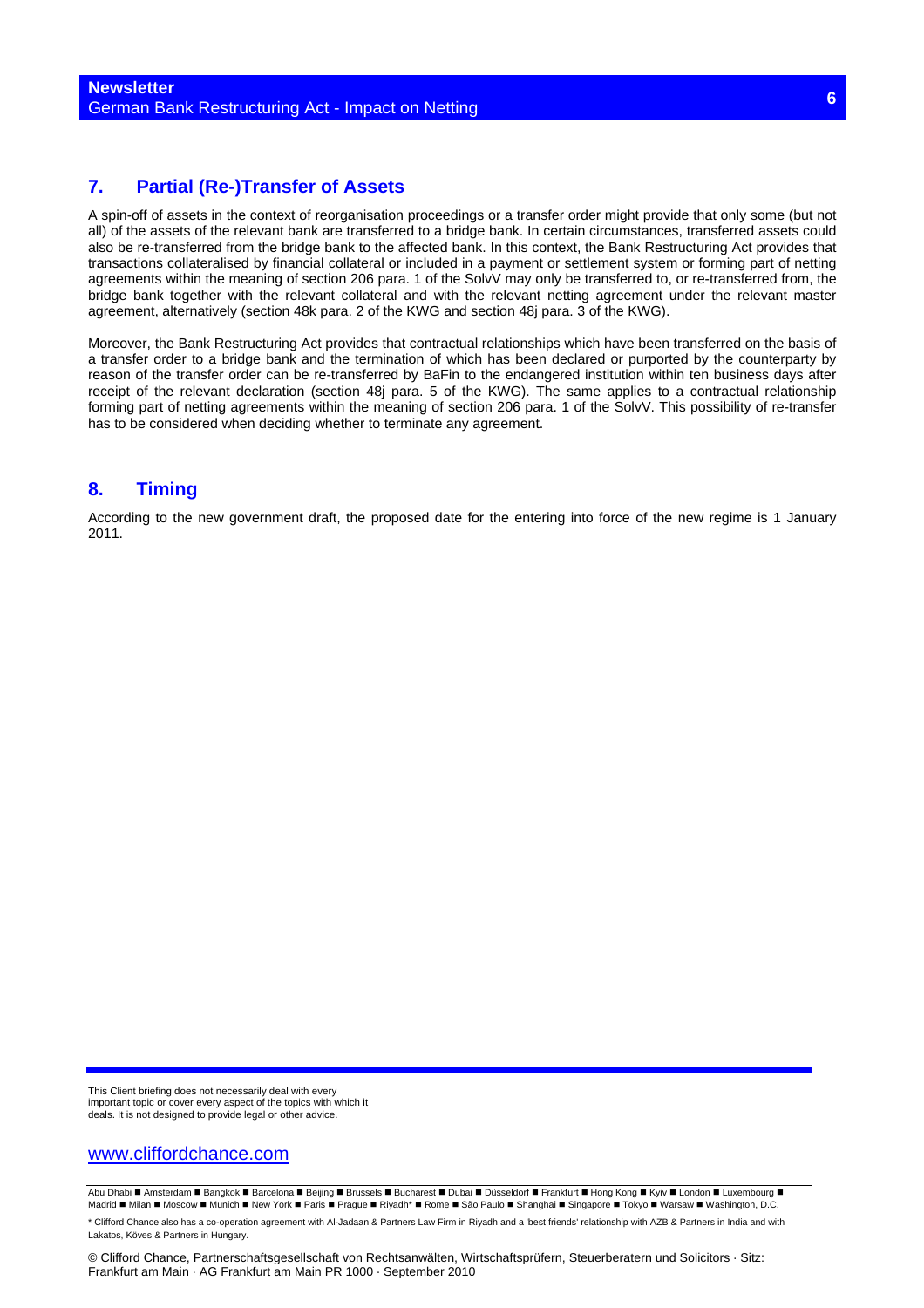## 7. Partial (Re-)Transfer of Assets

A spin-off of assets in the context of reorganisation proceedings or a transfer order might provide that only some (but not all) of the assets of the relevant bank are transferred to a bridge bank. In certain circumstances, transferred assets could also be re-transferred from the bridge bank to the affected bank. In this context, the Bank Restructuring Act provides that transactions collateralised by financial collateral or included in a payment or settlement system or forming part of netting agreements within the meaning of section 206 para. 1 of the SolvV may only be transferred to, or re-transferred from, the bridge bank together with the relevant collateral and with the relevant netting agreement under the relevant master agreement, alternatively (section 48k para. 2 of the KWG and section 48j para. 3 of the KWG).

Moreover, the Bank Restructuring Act provides that contractual relationships which have been transferred on the basis of a transfer order to a bridge bank and the termination of which has been declared or purported by the counterparty by reason of the transfer order can be re-transferred by BaFin to the endangered institution within ten business days after receipt of the relevant declaration (section 48j para. 5 of the KWG). The same applies to a contractual relationship forming part of netting agreements within the meaning of section 206 para. 1 of the SolvV. This possibility of re-transfer has to be considered when deciding whether to terminate any agreement.

## 8. Timing

According to the new government draft, the proposed date for the entering into force of the new regime is 1 January 2011.

This Client briefing does not necessarily deal with every important topic or cover every aspect of the topics with which it deals. It is not designed to provide legal or other advice.

www.cliffordchance.com

Abu Dhabi ■ Amsterdam ■ Bangkok ■ Barcelona ■ Beijing ■ Brussels ■ Bucharest ■ Dubai ■ Düsseldorf ■ Frankfurt ■ Hong Kong ■ Kyiv ■ London ■ Luxembourg ■ Madrid ■ Milan ■ Moscow ■ Munich ■ New York ■ Paris ■ Prague ■ Riyadh* ■ Rome ■ São Paulo ■ Shanghai ■ Singapore ■ Tokyo ■ Warsaw ■ Washington, D.C.

* Clifford Chance also has a co-operation agreement with Al-Jadaan & Partners Law Firm in Riyadh and a 'best friends' relationship with AZB & Partners in India and with Lakatos, Köves & Partners in Hungary.

© Clifford Chance, Partnerschaftsgesellschaft von Rechtsanwälten, Wirtschaftsprüfern, Steuerberatern und Solicitors · Sitz: Frankfurt am Main · AG Frankfurt am Main PR 1000 · September 2010